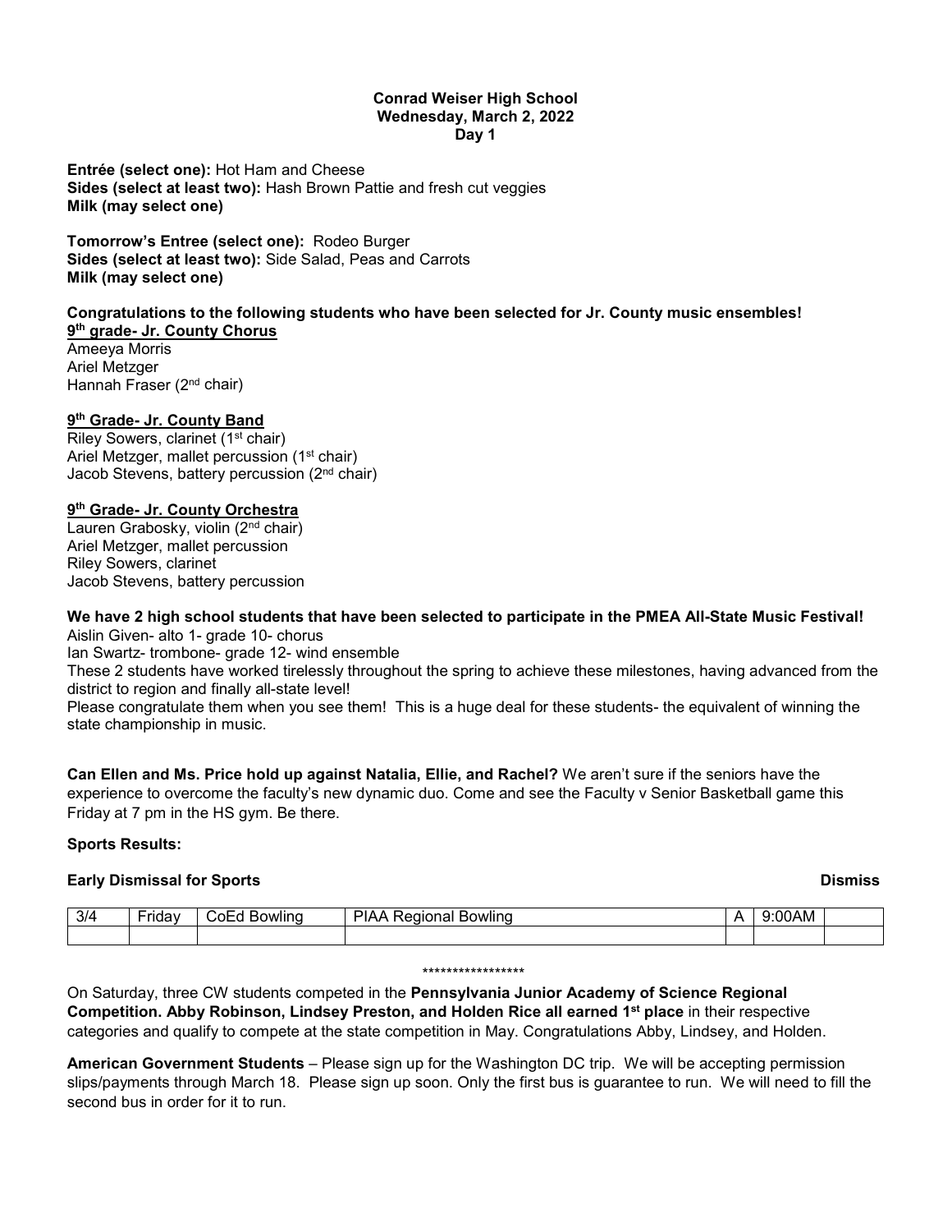**Conrad Weiser High School**
**Wednesday, March 2, 2022**
**Day 1**

**Entrée (select one):** Hot Ham and Cheese
**Sides (select at least two):** Hash Brown Pattie and fresh cut veggies
**Milk (may select one)**

**Tomorrow's Entree (select one):** Rodeo Burger
**Sides (select at least two):** Side Salad, Peas and Carrots
**Milk (may select one)**

**Congratulations to the following students who have been selected for Jr. County music ensembles!**

**9th grade- Jr. County Chorus**

Ameeya Morris
Ariel Metzger
Hannah Fraser (2nd chair)

**9th Grade- Jr. County Band**

Riley Sowers, clarinet (1st chair)
Ariel Metzger, mallet percussion (1st chair)
Jacob Stevens, battery percussion (2nd chair)

**9th Grade- Jr. County Orchestra**

Lauren Grabosky, violin (2nd chair)
Ariel Metzger, mallet percussion
Riley Sowers, clarinet
Jacob Stevens, battery percussion

**We have 2 high school students that have been selected to participate in the PMEA All-State Music Festival!**

Aislin Given- alto 1- grade 10- chorus
Ian Swartz- trombone- grade 12- wind ensemble
These 2 students have worked tirelessly throughout the spring to achieve these milestones, having advanced from the district to region and finally all-state level!
Please congratulate them when you see them! This is a huge deal for these students- the equivalent of winning the state championship in music.

**Can Ellen and Ms. Price hold up against Natalia, Ellie, and Rachel?** We aren't sure if the seniors have the experience to overcome the faculty's new dynamic duo. Come and see the Faculty v Senior Basketball game this Friday at 7 pm in the HS gym. Be there.

**Sports Results:**

**Early Dismissal for Sports** **Dismiss**

| 3/4 | Friday | CoEd Bowling | PIAA Regional Bowling | A | 9:00AM | |
|---|---|---|---|---|---|---|
| | | | | | | |

*****************

On Saturday, three CW students competed in the **Pennsylvania Junior Academy of Science Regional Competition. Abby Robinson, Lindsey Preston, and Holden Rice all earned 1st place** in their respective categories and qualify to compete at the state competition in May. Congratulations Abby, Lindsey, and Holden.

**American Government Students** – Please sign up for the Washington DC trip. We will be accepting permission slips/payments through March 18. Please sign up soon. Only the first bus is guarantee to run. We will need to fill the second bus in order for it to run.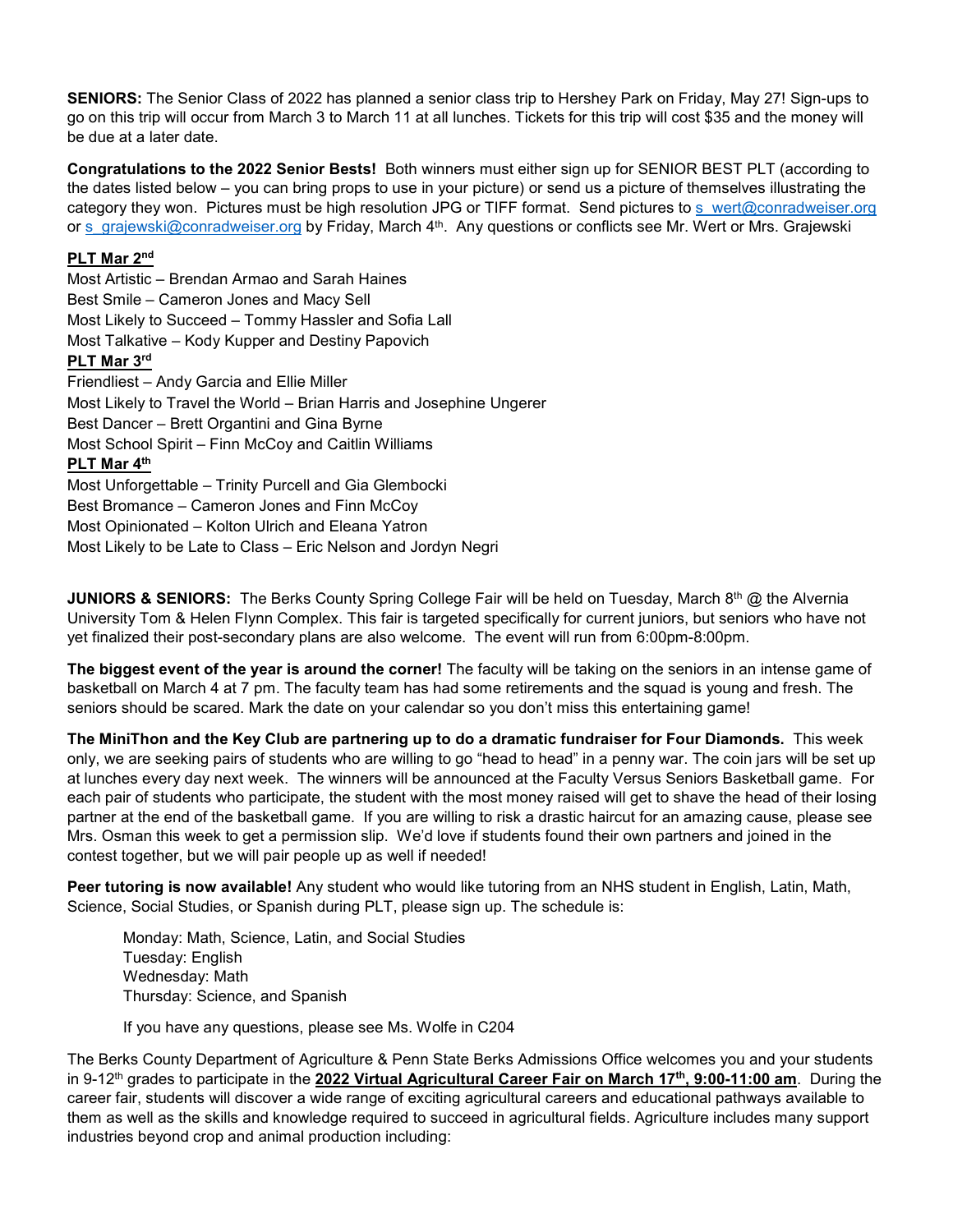**SENIORS:** The Senior Class of 2022 has planned a senior class trip to Hershey Park on Friday, May 27! Sign-ups to go on this trip will occur from March 3 to March 11 at all lunches. Tickets for this trip will cost $35 and the money will be due at a later date.

**Congratulations to the 2022 Senior Bests!** Both winners must either sign up for SENIOR BEST PLT (according to the dates listed below – you can bring props to use in your picture) or send us a picture of themselves illustrating the category they won. Pictures must be high resolution JPG or TIFF format. Send pictures to s_wert@conradweiser.org or s_grajewski@conradweiser.org by Friday, March 4th. Any questions or conflicts see Mr. Wert or Mrs. Grajewski

**PLT Mar 2nd**

Most Artistic – Brendan Armao and Sarah Haines
Best Smile – Cameron Jones and Macy Sell
Most Likely to Succeed – Tommy Hassler and Sofia Lall
Most Talkative – Kody Kupper and Destiny Papovich

**PLT Mar 3rd**

Friendliest – Andy Garcia and Ellie Miller
Most Likely to Travel the World – Brian Harris and Josephine Ungerer
Best Dancer – Brett Organtini and Gina Byrne
Most School Spirit – Finn McCoy and Caitlin Williams

**PLT Mar 4th**

Most Unforgettable – Trinity Purcell and Gia Glembocki
Best Bromance – Cameron Jones and Finn McCoy
Most Opinionated – Kolton Ulrich and Eleana Yatron
Most Likely to be Late to Class – Eric Nelson and Jordyn Negri

**JUNIORS & SENIORS:** The Berks County Spring College Fair will be held on Tuesday, March 8th @ the Alvernia University Tom & Helen Flynn Complex. This fair is targeted specifically for current juniors, but seniors who have not yet finalized their post-secondary plans are also welcome. The event will run from 6:00pm-8:00pm.

**The biggest event of the year is around the corner!** The faculty will be taking on the seniors in an intense game of basketball on March 4 at 7 pm. The faculty team has had some retirements and the squad is young and fresh. The seniors should be scared. Mark the date on your calendar so you don't miss this entertaining game!

**The MiniThon and the Key Club are partnering up to do a dramatic fundraiser for Four Diamonds.** This week only, we are seeking pairs of students who are willing to go "head to head" in a penny war. The coin jars will be set up at lunches every day next week. The winners will be announced at the Faculty Versus Seniors Basketball game. For each pair of students who participate, the student with the most money raised will get to shave the head of their losing partner at the end of the basketball game. If you are willing to risk a drastic haircut for an amazing cause, please see Mrs. Osman this week to get a permission slip. We'd love if students found their own partners and joined in the contest together, but we will pair people up as well if needed!

**Peer tutoring is now available!** Any student who would like tutoring from an NHS student in English, Latin, Math, Science, Social Studies, or Spanish during PLT, please sign up. The schedule is:

> Monday: Math, Science, Latin, and Social Studies
> Tuesday: English
> Wednesday: Math
> Thursday: Science, and Spanish
>
> If you have any questions, please see Ms. Wolfe in C204

The Berks County Department of Agriculture & Penn State Berks Admissions Office welcomes you and your students in 9-12th grades to participate in the **2022 Virtual Agricultural Career Fair on March 17th, 9:00-11:00 am**. During the career fair, students will discover a wide range of exciting agricultural careers and educational pathways available to them as well as the skills and knowledge required to succeed in agricultural fields. Agriculture includes many support industries beyond crop and animal production including: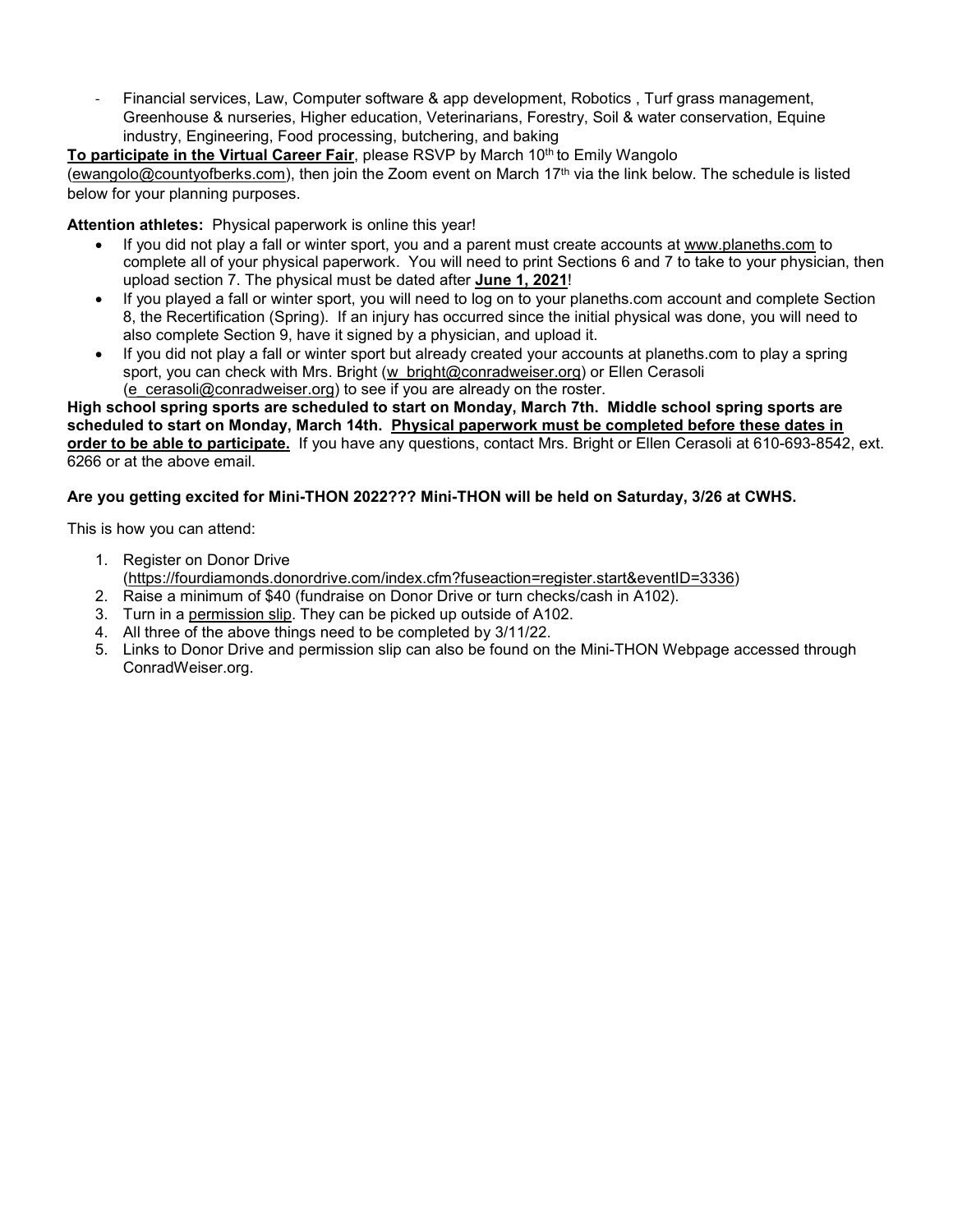- Financial services, Law, Computer software & app development, Robotics , Turf grass management, Greenhouse & nurseries, Higher education, Veterinarians, Forestry, Soil & water conservation, Equine industry, Engineering, Food processing, butchering, and baking

**To participate in the Virtual Career Fair**, please RSVP by March 10th to Emily Wangolo (ewangolo@countyofberks.com), then join the Zoom event on March 17th via the link below. The schedule is listed below for your planning purposes.

**Attention athletes:** Physical paperwork is online this year!

- If you did not play a fall or winter sport, you and a parent must create accounts at www.planeths.com to complete all of your physical paperwork. You will need to print Sections 6 and 7 to take to your physician, then upload section 7. The physical must be dated after **June 1, 2021**!
- If you played a fall or winter sport, you will need to log on to your planeths.com account and complete Section 8, the Recertification (Spring). If an injury has occurred since the initial physical was done, you will need to also complete Section 9, have it signed by a physician, and upload it.
- If you did not play a fall or winter sport but already created your accounts at planeths.com to play a spring sport, you can check with Mrs. Bright (w_bright@conradweiser.org) or Ellen Cerasoli (e_cerasoli@conradweiser.org) to see if you are already on the roster.

**High school spring sports are scheduled to start on Monday, March 7th. Middle school spring sports are scheduled to start on Monday, March 14th. Physical paperwork must be completed before these dates in order to be able to participate.** If you have any questions, contact Mrs. Bright or Ellen Cerasoli at 610-693-8542, ext. 6266 or at the above email.

**Are you getting excited for Mini-THON 2022??? Mini-THON will be held on Saturday, 3/26 at CWHS.**

This is how you can attend:

1. Register on Donor Drive (https://fourdiamonds.donordrive.com/index.cfm?fuseaction=register.start&eventID=3336)
2. Raise a minimum of $40 (fundraise on Donor Drive or turn checks/cash in A102).
3. Turn in a permission slip. They can be picked up outside of A102.
4. All three of the above things need to be completed by 3/11/22.
5. Links to Donor Drive and permission slip can also be found on the Mini-THON Webpage accessed through ConradWeiser.org.